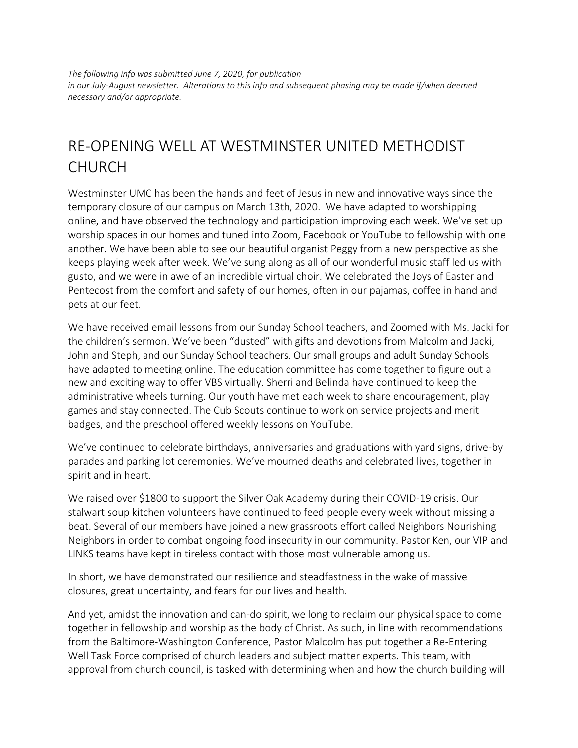*The following info was submitted June 7, 2020, for publication in our July-August newsletter. Alterations to this info and subsequent phasing may be made if/when deemed necessary and/or appropriate.*

# RE-OPENING WELL AT WESTMINSTER UNITED METHODIST CHURCH

Westminster UMC has been the hands and feet of Jesus in new and innovative ways since the temporary closure of our campus on March 13th, 2020. We have adapted to worshipping online, and have observed the technology and participation improving each week. We've set up worship spaces in our homes and tuned into Zoom, Facebook or YouTube to fellowship with one another. We have been able to see our beautiful organist Peggy from a new perspective as she keeps playing week after week. We've sung along as all of our wonderful music staff led us with gusto, and we were in awe of an incredible virtual choir. We celebrated the Joys of Easter and Pentecost from the comfort and safety of our homes, often in our pajamas, coffee in hand and pets at our feet.

We have received email lessons from our Sunday School teachers, and Zoomed with Ms. Jacki for the children's sermon. We've been "dusted" with gifts and devotions from Malcolm and Jacki, John and Steph, and our Sunday School teachers. Our small groups and adult Sunday Schools have adapted to meeting online. The education committee has come together to figure out a new and exciting way to offer VBS virtually. Sherri and Belinda have continued to keep the administrative wheels turning. Our youth have met each week to share encouragement, play games and stay connected. The Cub Scouts continue to work on service projects and merit badges, and the preschool offered weekly lessons on YouTube.

We've continued to celebrate birthdays, anniversaries and graduations with yard signs, drive-by parades and parking lot ceremonies. We've mourned deaths and celebrated lives, together in spirit and in heart.

We raised over $1800 to support the Silver Oak Academy during their COVID-19 crisis. Our stalwart soup kitchen volunteers have continued to feed people every week without missing a beat. Several of our members have joined a new grassroots effort called Neighbors Nourishing Neighbors in order to combat ongoing food insecurity in our community. Pastor Ken, our VIP and LINKS teams have kept in tireless contact with those most vulnerable among us.

In short, we have demonstrated our resilience and steadfastness in the wake of massive closures, great uncertainty, and fears for our lives and health.

And yet, amidst the innovation and can-do spirit, we long to reclaim our physical space to come together in fellowship and worship as the body of Christ. As such, in line with recommendations from the Baltimore-Washington Conference, Pastor Malcolm has put together a Re-Entering Well Task Force comprised of church leaders and subject matter experts. This team, with approval from church council, is tasked with determining when and how the church building will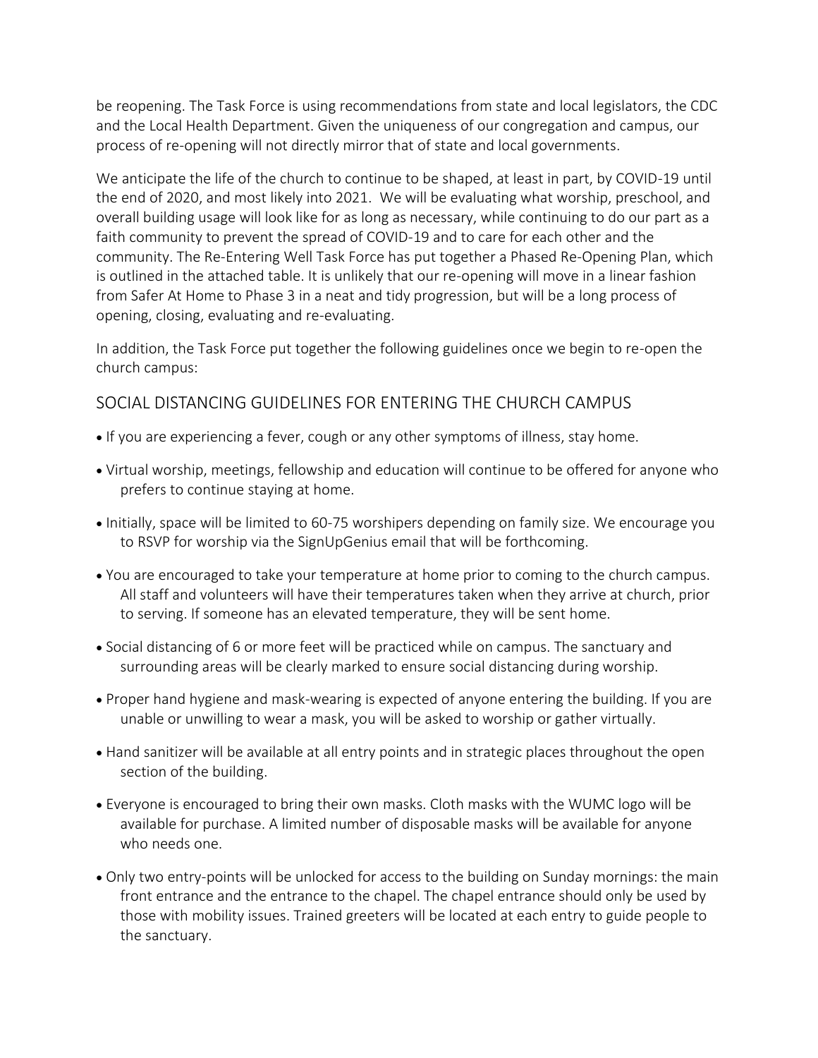be reopening. The Task Force is using recommendations from state and local legislators, the CDC and the Local Health Department. Given the uniqueness of our congregation and campus, our process of re-opening will not directly mirror that of state and local governments.

We anticipate the life of the church to continue to be shaped, at least in part, by COVID-19 until the end of 2020, and most likely into 2021. We will be evaluating what worship, preschool, and overall building usage will look like for as long as necessary, while continuing to do our part as a faith community to prevent the spread of COVID-19 and to care for each other and the community. The Re-Entering Well Task Force has put together a Phased Re-Opening Plan, which is outlined in the attached table. It is unlikely that our re-opening will move in a linear fashion from Safer At Home to Phase 3 in a neat and tidy progression, but will be a long process of opening, closing, evaluating and re-evaluating.

In addition, the Task Force put together the following guidelines once we begin to re-open the church campus:

## SOCIAL DISTANCING GUIDELINES FOR ENTERING THE CHURCH CAMPUS

- If you are experiencing a fever, cough or any other symptoms of illness, stay home.
- Virtual worship, meetings, fellowship and education will continue to be offered for anyone who prefers to continue staying at home.
- Initially, space will be limited to 60-75 worshipers depending on family size. We encourage you to RSVP for worship via the SignUpGenius email that will be forthcoming.
- You are encouraged to take your temperature at home prior to coming to the church campus. All staff and volunteers will have their temperatures taken when they arrive at church, prior to serving. If someone has an elevated temperature, they will be sent home.
- Social distancing of 6 or more feet will be practiced while on campus. The sanctuary and surrounding areas will be clearly marked to ensure social distancing during worship.
- Proper hand hygiene and mask-wearing is expected of anyone entering the building. If you are unable or unwilling to wear a mask, you will be asked to worship or gather virtually.
- Hand sanitizer will be available at all entry points and in strategic places throughout the open section of the building.
- Everyone is encouraged to bring their own masks. Cloth masks with the WUMC logo will be available for purchase. A limited number of disposable masks will be available for anyone who needs one.
- Only two entry-points will be unlocked for access to the building on Sunday mornings: the main front entrance and the entrance to the chapel. The chapel entrance should only be used by those with mobility issues. Trained greeters will be located at each entry to guide people to the sanctuary.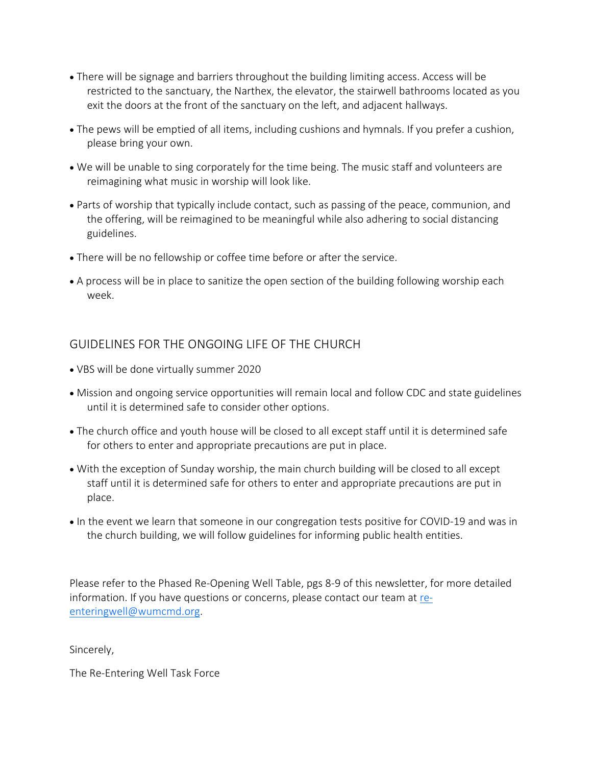- There will be signage and barriers throughout the building limiting access. Access will be restricted to the sanctuary, the Narthex, the elevator, the stairwell bathrooms located as you exit the doors at the front of the sanctuary on the left, and adjacent hallways.
- The pews will be emptied of all items, including cushions and hymnals. If you prefer a cushion, please bring your own.
- We will be unable to sing corporately for the time being. The music staff and volunteers are reimagining what music in worship will look like.
- Parts of worship that typically include contact, such as passing of the peace, communion, and the offering, will be reimagined to be meaningful while also adhering to social distancing guidelines.
- There will be no fellowship or coffee time before or after the service.
- A process will be in place to sanitize the open section of the building following worship each week.

## GUIDELINES FOR THE ONGOING LIFE OF THE CHURCH

- VBS will be done virtually summer 2020
- Mission and ongoing service opportunities will remain local and follow CDC and state guidelines until it is determined safe to consider other options.
- The church office and youth house will be closed to all except staff until it is determined safe for others to enter and appropriate precautions are put in place.
- With the exception of Sunday worship, the main church building will be closed to all except staff until it is determined safe for others to enter and appropriate precautions are put in place.
- In the event we learn that someone in our congregation tests positive for COVID-19 and was in the church building, we will follow guidelines for informing public health entities.

Please refer to the Phased Re-Opening Well Table, pgs 8-9 of this newsletter, for more detailed information. If you have questions or concerns, please contact our team at [re-enteringwell@wumcmd.org](mailto:re-enteringwell@wumcmd.org).

Sincerely,

The Re-Entering Well Task Force